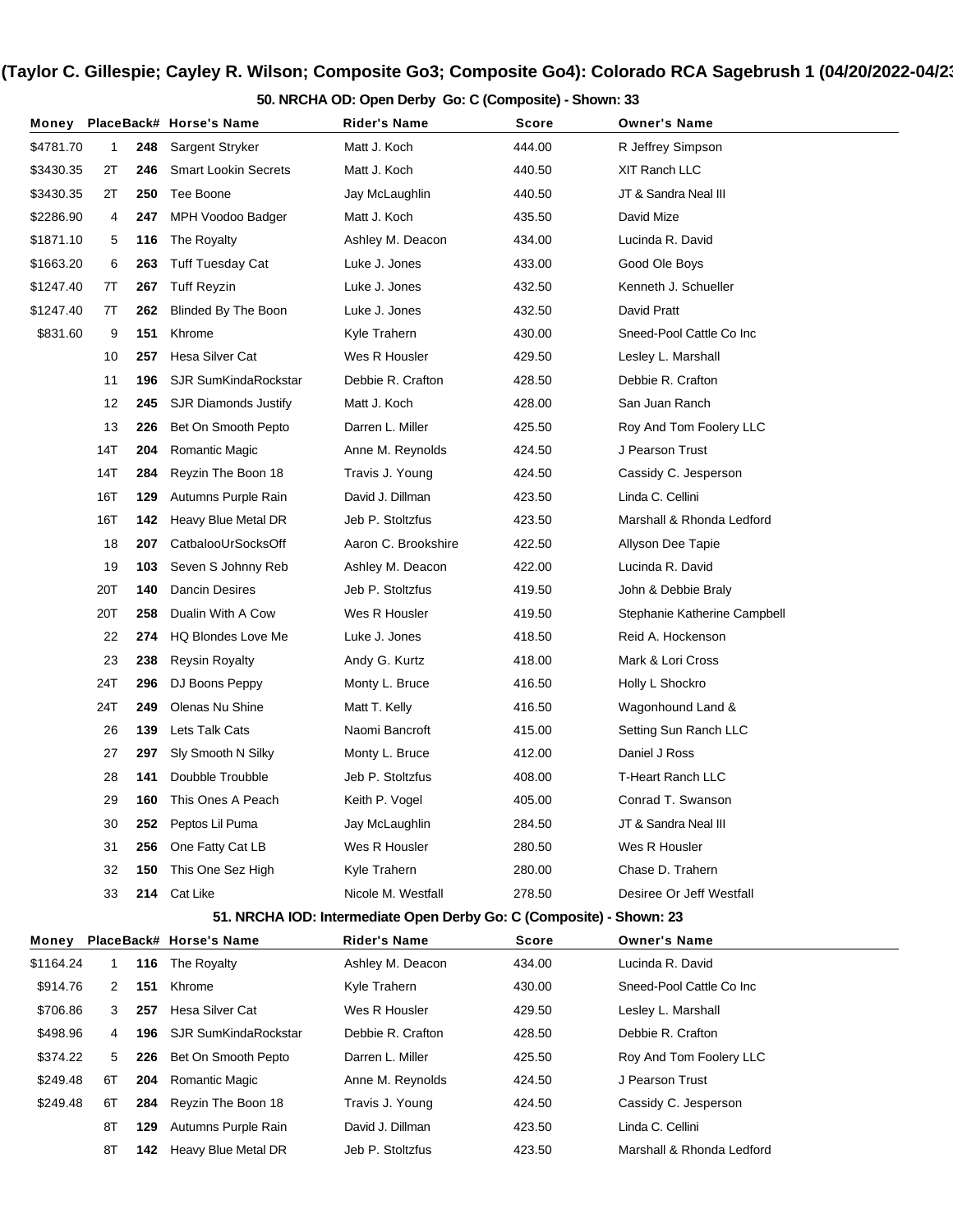# (Taylor C. Gillespie; Cayley R. Wilson; Composite Go3; Composite Go4): Colorado RCA Sagebrush 1 (04/20/2022-04/23

## 50. NRCHA OD: Open Derby Go: C (Composite) - Shown: 33

| Money | Place | Back# | Horse's Name | Rider's Name | Score | Owner's Name |
|---|---|---|---|---|---|---|
| $4781.70 | 1 | 248 | Sargent Stryker | Matt J. Koch | 444.00 | R Jeffrey Simpson |
| $3430.35 | 2T | 246 | Smart Lookin Secrets | Matt J. Koch | 440.50 | XIT Ranch LLC |
| $3430.35 | 2T | 250 | Tee Boone | Jay McLaughlin | 440.50 | JT & Sandra Neal III |
| $2286.90 | 4 | 247 | MPH Voodoo Badger | Matt J. Koch | 435.50 | David Mize |
| $1871.10 | 5 | 116 | The Royalty | Ashley M. Deacon | 434.00 | Lucinda R. David |
| $1663.20 | 6 | 263 | Tuff Tuesday Cat | Luke J. Jones | 433.00 | Good Ole Boys |
| $1247.40 | 7T | 267 | Tuff Reyzin | Luke J. Jones | 432.50 | Kenneth J. Schueller |
| $1247.40 | 7T | 262 | Blinded By The Boon | Luke J. Jones | 432.50 | David Pratt |
| $831.60 | 9 | 151 | Khrome | Kyle Trahern | 430.00 | Sneed-Pool Cattle Co Inc |
| | 10 | 257 | Hesa Silver Cat | Wes R Housler | 429.50 | Lesley L. Marshall |
| | 11 | 196 | SJR SumKindaRockstar | Debbie R. Crafton | 428.50 | Debbie R. Crafton |
| | 12 | 245 | SJR Diamonds Justify | Matt J. Koch | 428.00 | San Juan Ranch |
| | 13 | 226 | Bet On Smooth Pepto | Darren L. Miller | 425.50 | Roy And Tom Foolery LLC |
| | 14T | 204 | Romantic Magic | Anne M. Reynolds | 424.50 | J Pearson Trust |
| | 14T | 284 | Reyzin The Boon 18 | Travis J. Young | 424.50 | Cassidy C. Jesperson |
| | 16T | 129 | Autumns Purple Rain | David J. Dillman | 423.50 | Linda C. Cellini |
| | 16T | 142 | Heavy Blue Metal DR | Jeb P. Stoltzfus | 423.50 | Marshall & Rhonda Ledford |
| | 18 | 207 | CatbalooUrSocksOff | Aaron C. Brookshire | 422.50 | Allyson Dee Tapie |
| | 19 | 103 | Seven S Johnny Reb | Ashley M. Deacon | 422.00 | Lucinda R. David |
| | 20T | 140 | Dancin Desires | Jeb P. Stoltzfus | 419.50 | John & Debbie Braly |
| | 20T | 258 | Dualin With A Cow | Wes R Housler | 419.50 | Stephanie Katherine Campbell |
| | 22 | 274 | HQ Blondes Love Me | Luke J. Jones | 418.50 | Reid A. Hockenson |
| | 23 | 238 | Reysin Royalty | Andy G. Kurtz | 418.00 | Mark & Lori Cross |
| | 24T | 296 | DJ Boons Peppy | Monty L. Bruce | 416.50 | Holly L Shockro |
| | 24T | 249 | Olenas Nu Shine | Matt T. Kelly | 416.50 | Wagonhound Land & |
| | 26 | 139 | Lets Talk Cats | Naomi Bancroft | 415.00 | Setting Sun Ranch LLC |
| | 27 | 297 | Sly Smooth N Silky | Monty L. Bruce | 412.00 | Daniel J Ross |
| | 28 | 141 | Doubble Troubble | Jeb P. Stoltzfus | 408.00 | T-Heart Ranch LLC |
| | 29 | 160 | This Ones A Peach | Keith P. Vogel | 405.00 | Conrad T. Swanson |
| | 30 | 252 | Peptos Lil Puma | Jay McLaughlin | 284.50 | JT & Sandra Neal III |
| | 31 | 256 | One Fatty Cat LB | Wes R Housler | 280.50 | Wes R Housler |
| | 32 | 150 | This One Sez High | Kyle Trahern | 280.00 | Chase D. Trahern |
| | 33 | 214 | Cat Like | Nicole M. Westfall | 278.50 | Desiree Or Jeff Westfall |

## 51. NRCHA IOD: Intermediate Open Derby Go: C (Composite) - Shown: 23

| Money | Place | Back# | Horse's Name | Rider's Name | Score | Owner's Name |
|---|---|---|---|---|---|---|
| $1164.24 | 1 | 116 | The Royalty | Ashley M. Deacon | 434.00 | Lucinda R. David |
| $914.76 | 2 | 151 | Khrome | Kyle Trahern | 430.00 | Sneed-Pool Cattle Co Inc |
| $706.86 | 3 | 257 | Hesa Silver Cat | Wes R Housler | 429.50 | Lesley L. Marshall |
| $498.96 | 4 | 196 | SJR SumKindaRockstar | Debbie R. Crafton | 428.50 | Debbie R. Crafton |
| $374.22 | 5 | 226 | Bet On Smooth Pepto | Darren L. Miller | 425.50 | Roy And Tom Foolery LLC |
| $249.48 | 6T | 204 | Romantic Magic | Anne M. Reynolds | 424.50 | J Pearson Trust |
| $249.48 | 6T | 284 | Reyzin The Boon 18 | Travis J. Young | 424.50 | Cassidy C. Jesperson |
| | 8T | 129 | Autumns Purple Rain | David J. Dillman | 423.50 | Linda C. Cellini |
| | 8T | 142 | Heavy Blue Metal DR | Jeb P. Stoltzfus | 423.50 | Marshall & Rhonda Ledford |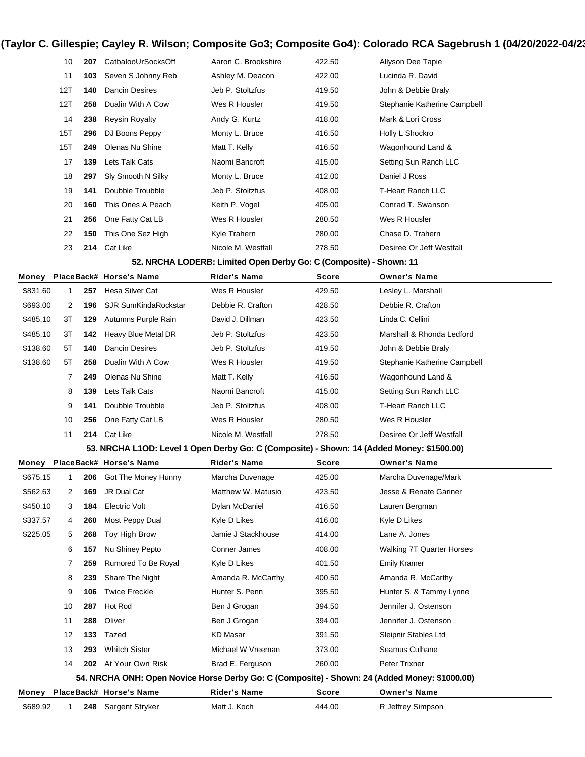| Money | Place | Back# | Horse's Name | Rider's Name | Score | Owner's Name |
|---|---|---|---|---|---|---|
| | 10 | **207** | CatbalooUrSocksOff | Aaron C. Brookshire | 422.50 | Allyson Dee Tapie |
| | 11 | **103** | Seven S Johnny Reb | Ashley M. Deacon | 422.00 | Lucinda R. David |
| | 12T | **140** | Dancin Desires | Jeb P. Stoltzfus | 419.50 | John & Debbie Braly |
| | 12T | **258** | Dualin With A Cow | Wes R Housler | 419.50 | Stephanie Katherine Campbell |
| | 14 | **238** | Reysin Royalty | Andy G. Kurtz | 418.00 | Mark & Lori Cross |
| | 15T | **296** | DJ Boons Peppy | Monty L. Bruce | 416.50 | Holly L Shockro |
| | 15T | **249** | Olenas Nu Shine | Matt T. Kelly | 416.50 | Wagonhound Land & |
| | 17 | **139** | Lets Talk Cats | Naomi Bancroft | 415.00 | Setting Sun Ranch LLC |
| | 18 | **297** | Sly Smooth N Silky | Monty L. Bruce | 412.00 | Daniel J Ross |
| | 19 | **141** | Doubble Troubble | Jeb P. Stoltzfus | 408.00 | T-Heart Ranch LLC |
| | 20 | **160** | This Ones A Peach | Keith P. Vogel | 405.00 | Conrad T. Swanson |
| | 21 | **256** | One Fatty Cat LB | Wes R Housler | 280.50 | Wes R Housler |
| | 22 | **150** | This One Sez High | Kyle Trahern | 280.00 | Chase D. Trahern |
| | 23 | **214** | Cat Like | Nicole M. Westfall | 278.50 | Desiree Or Jeff Westfall |

### 52. NRCHA LODERB: Limited Open Derby Go: C (Composite) - Shown: 11

| Money | Place | Back# | Horse's Name | Rider's Name | Score | Owner's Name |
|---|---|---|---|---|---|---|
| $831.60 | 1 | **257** | Hesa Silver Cat | Wes R Housler | 429.50 | Lesley L. Marshall |
| $693.00 | 2 | **196** | SJR SumKindaRockstar | Debbie R. Crafton | 428.50 | Debbie R. Crafton |
| $485.10 | 3T | **129** | Autumns Purple Rain | David J. Dillman | 423.50 | Linda C. Cellini |
| $485.10 | 3T | **142** | Heavy Blue Metal DR | Jeb P. Stoltzfus | 423.50 | Marshall & Rhonda Ledford |
| $138.60 | 5T | **140** | Dancin Desires | Jeb P. Stoltzfus | 419.50 | John & Debbie Braly |
| $138.60 | 5T | **258** | Dualin With A Cow | Wes R Housler | 419.50 | Stephanie Katherine Campbell |
| | 7 | **249** | Olenas Nu Shine | Matt T. Kelly | 416.50 | Wagonhound Land & |
| | 8 | **139** | Lets Talk Cats | Naomi Bancroft | 415.00 | Setting Sun Ranch LLC |
| | 9 | **141** | Doubble Troubble | Jeb P. Stoltzfus | 408.00 | T-Heart Ranch LLC |
| | 10 | **256** | One Fatty Cat LB | Wes R Housler | 280.50 | Wes R Housler |
| | 11 | **214** | Cat Like | Nicole M. Westfall | 278.50 | Desiree Or Jeff Westfall |

### 53. NRCHA L1OD: Level 1 Open Derby Go: C (Composite) - Shown: 14 (Added Money: $1500.00)

| Money | Place | Back# | Horse's Name | Rider's Name | Score | Owner's Name |
|---|---|---|---|---|---|---|
| $675.15 | 1 | **206** | Got The Money Hunny | Marcha Duvenage | 425.00 | Marcha Duvenage/Mark |
| $562.63 | 2 | **169** | JR Dual Cat | Matthew W. Matusio | 423.50 | Jesse & Renate Gariner |
| $450.10 | 3 | **184** | Electric Volt | Dylan McDaniel | 416.50 | Lauren Bergman |
| $337.57 | 4 | **260** | Most Peppy Dual | Kyle D Likes | 416.00 | Kyle D Likes |
| $225.05 | 5 | **268** | Toy High Brow | Jamie J Stackhouse | 414.00 | Lane A. Jones |
| | 6 | **157** | Nu Shiney Pepto | Conner James | 408.00 | Walking 7T Quarter Horses |
| | 7 | **259** | Rumored To Be Royal | Kyle D Likes | 401.50 | Emily Kramer |
| | 8 | **239** | Share The Night | Amanda R. McCarthy | 400.50 | Amanda R. McCarthy |
| | 9 | **106** | Twice Freckle | Hunter S. Penn | 395.50 | Hunter S. & Tammy Lynne |
| | 10 | **287** | Hot Rod | Ben J Grogan | 394.50 | Jennifer J. Ostenson |
| | 11 | **288** | Oliver | Ben J Grogan | 394.00 | Jennifer J. Ostenson |
| | 12 | **133** | Tazed | KD Masar | 391.50 | Sleipnir Stables Ltd |
| | 13 | **293** | Whitch Sister | Michael W Vreeman | 373.00 | Seamus Culhane |
| | 14 | **202** | At Your Own Risk | Brad E. Ferguson | 260.00 | Peter Trixner |

### 54. NRCHA ONH: Open Novice Horse Derby Go: C (Composite) - Shown: 24 (Added Money: $1000.00)

| Money | Place | Back# | Horse's Name | Rider's Name | Score | Owner's Name |
|---|---|---|---|---|---|---|
| $689.92 | 1 | **248** | Sargent Stryker | Matt J. Koch | 444.00 | R Jeffrey Simpson |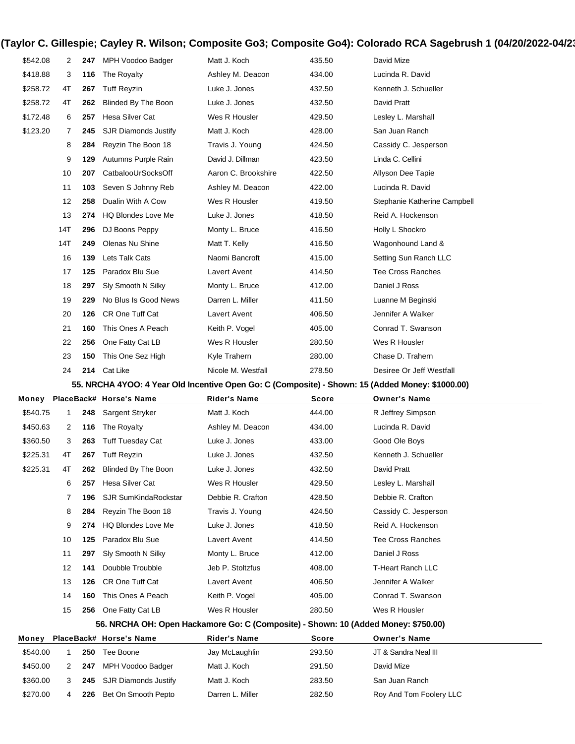| Money | Place | Back# | Horse's Name | Rider's Name | Score | Owner's Name |
|---|---|---|---|---|---|---|
| $542.08 | 2 | **247** | MPH Voodoo Badger | Matt J. Koch | 435.50 | David Mize |
| $418.88 | 3 | **116** | The Royalty | Ashley M. Deacon | 434.00 | Lucinda R. David |
| $258.72 | 4T | **267** | Tuff Reyzin | Luke J. Jones | 432.50 | Kenneth J. Schueller |
| $258.72 | 4T | **262** | Blinded By The Boon | Luke J. Jones | 432.50 | David Pratt |
| $172.48 | 6 | **257** | Hesa Silver Cat | Wes R Housler | 429.50 | Lesley L. Marshall |
| $123.20 | 7 | **245** | SJR Diamonds Justify | Matt J. Koch | 428.00 | San Juan Ranch |
| | 8 | **284** | Reyzin The Boon 18 | Travis J. Young | 424.50 | Cassidy C. Jesperson |
| | 9 | **129** | Autumns Purple Rain | David J. Dillman | 423.50 | Linda C. Cellini |
| | 10 | **207** | CatbalooUrSocksOff | Aaron C. Brookshire | 422.50 | Allyson Dee Tapie |
| | 11 | **103** | Seven S Johnny Reb | Ashley M. Deacon | 422.00 | Lucinda R. David |
| | 12 | **258** | Dualin With A Cow | Wes R Housler | 419.50 | Stephanie Katherine Campbell |
| | 13 | **274** | HQ Blondes Love Me | Luke J. Jones | 418.50 | Reid A. Hockenson |
| | 14T | **296** | DJ Boons Peppy | Monty L. Bruce | 416.50 | Holly L Shockro |
| | 14T | **249** | Olenas Nu Shine | Matt T. Kelly | 416.50 | Wagonhound Land & |
| | 16 | **139** | Lets Talk Cats | Naomi Bancroft | 415.00 | Setting Sun Ranch LLC |
| | 17 | **125** | Paradox Blu Sue | Lavert Avent | 414.50 | Tee Cross Ranches |
| | 18 | **297** | Sly Smooth N Silky | Monty L. Bruce | 412.00 | Daniel J Ross |
| | 19 | **229** | No Blus Is Good News | Darren L. Miller | 411.50 | Luanne M Beginski |
| | 20 | **126** | CR One Tuff Cat | Lavert Avent | 406.50 | Jennifer A Walker |
| | 21 | **160** | This Ones A Peach | Keith P. Vogel | 405.00 | Conrad T. Swanson |
| | 22 | **256** | One Fatty Cat LB | Wes R Housler | 280.50 | Wes R Housler |
| | 23 | **150** | This One Sez High | Kyle Trahern | 280.00 | Chase D. Trahern |
| | 24 | **214** | Cat Like | Nicole M. Westfall | 278.50 | Desiree Or Jeff Westfall |

### 55. NRCHA 4YOO: 4 Year Old Incentive Open Go: C (Composite) - Shown: 15 (Added Money: $1000.00)

| Money | Place | Back# | Horse's Name | Rider's Name | Score | Owner's Name |
|---|---|---|---|---|---|---|
| $540.75 | 1 | **248** | Sargent Stryker | Matt J. Koch | 444.00 | R Jeffrey Simpson |
| $450.63 | 2 | **116** | The Royalty | Ashley M. Deacon | 434.00 | Lucinda R. David |
| $360.50 | 3 | **263** | Tuff Tuesday Cat | Luke J. Jones | 433.00 | Good Ole Boys |
| $225.31 | 4T | **267** | Tuff Reyzin | Luke J. Jones | 432.50 | Kenneth J. Schueller |
| $225.31 | 4T | **262** | Blinded By The Boon | Luke J. Jones | 432.50 | David Pratt |
| | 6 | **257** | Hesa Silver Cat | Wes R Housler | 429.50 | Lesley L. Marshall |
| | 7 | **196** | SJR SumKindaRockstar | Debbie R. Crafton | 428.50 | Debbie R. Crafton |
| | 8 | **284** | Reyzin The Boon 18 | Travis J. Young | 424.50 | Cassidy C. Jesperson |
| | 9 | **274** | HQ Blondes Love Me | Luke J. Jones | 418.50 | Reid A. Hockenson |
| | 10 | **125** | Paradox Blu Sue | Lavert Avent | 414.50 | Tee Cross Ranches |
| | 11 | **297** | Sly Smooth N Silky | Monty L. Bruce | 412.00 | Daniel J Ross |
| | 12 | **141** | Doubble Troubble | Jeb P. Stoltzfus | 408.00 | T-Heart Ranch LLC |
| | 13 | **126** | CR One Tuff Cat | Lavert Avent | 406.50 | Jennifer A Walker |
| | 14 | **160** | This Ones A Peach | Keith P. Vogel | 405.00 | Conrad T. Swanson |
| | 15 | **256** | One Fatty Cat LB | Wes R Housler | 280.50 | Wes R Housler |

### 56. NRCHA OH: Open Hackamore Go: C (Composite) - Shown: 10 (Added Money: $750.00)

| Money | Place | Back# | Horse's Name | Rider's Name | Score | Owner's Name |
|---|---|---|---|---|---|---|
| $540.00 | 1 | **250** | Tee Boone | Jay McLaughlin | 293.50 | JT & Sandra Neal III |
| $450.00 | 2 | **247** | MPH Voodoo Badger | Matt J. Koch | 291.50 | David Mize |
| $360.00 | 3 | **245** | SJR Diamonds Justify | Matt J. Koch | 283.50 | San Juan Ranch |
| $270.00 | 4 | **226** | Bet On Smooth Pepto | Darren L. Miller | 282.50 | Roy And Tom Foolery LLC |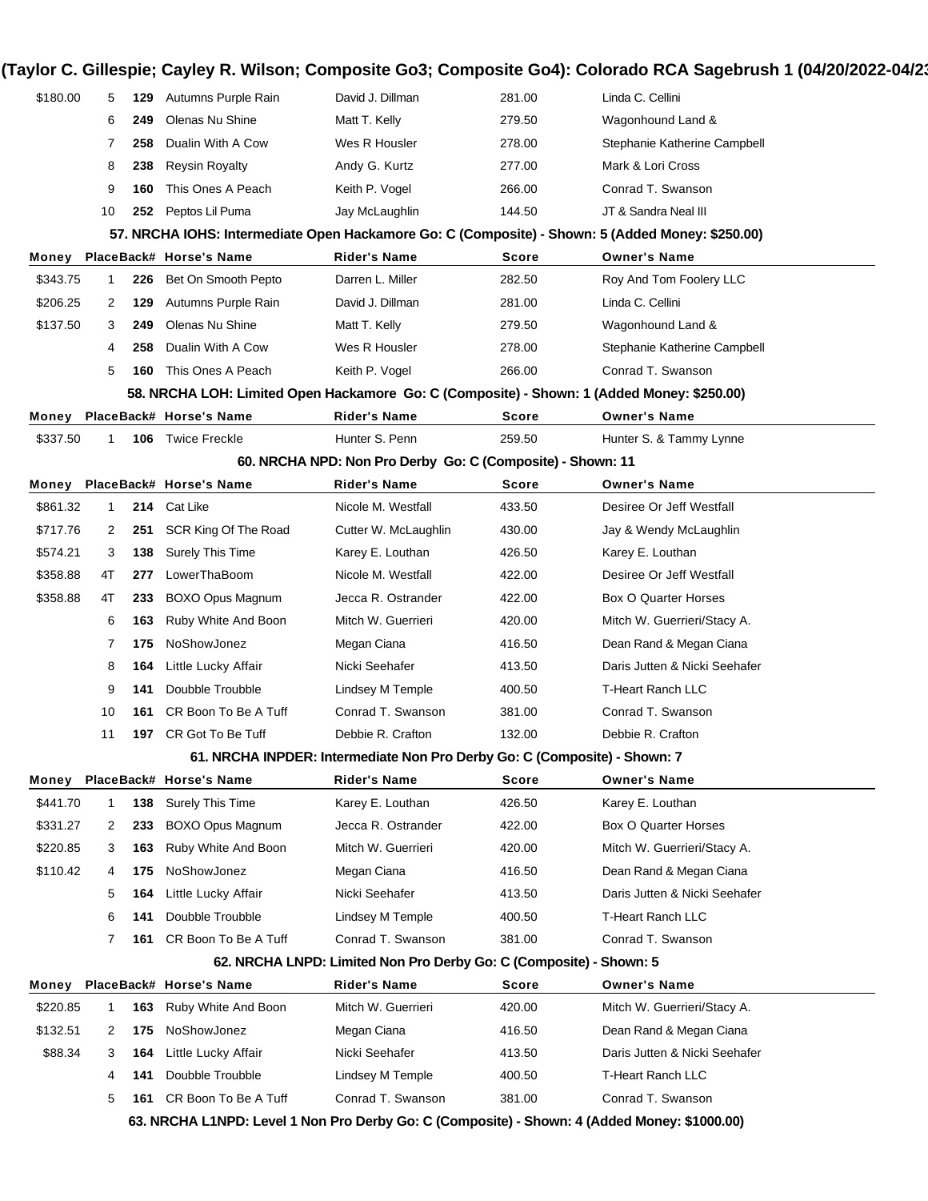| Money | Place | Back# | Horse's Name | Rider's Name | Score | Owner's Name |
|---|---|---|---|---|---|---|
| $180.00 | 5 | 129 | Autumns Purple Rain | David J. Dillman | 281.00 | Linda C. Cellini |
| | 6 | 249 | Olenas Nu Shine | Matt T. Kelly | 279.50 | Wagonhound Land & |
| | 7 | 258 | Dualin With A Cow | Wes R Housler | 278.00 | Stephanie Katherine Campbell |
| | 8 | 238 | Reysin Royalty | Andy G. Kurtz | 277.00 | Mark & Lori Cross |
| | 9 | 160 | This Ones A Peach | Keith P. Vogel | 266.00 | Conrad T. Swanson |
| | 10 | 252 | Peptos Lil Puma | Jay McLaughlin | 144.50 | JT & Sandra Neal III |

**57. NRCHA IOHS: Intermediate Open Hackamore Go: C (Composite) - Shown: 5 (Added Money: $250.00)**

| Money | Place | Back# | Horse's Name | Rider's Name | Score | Owner's Name |
|---|---|---|---|---|---|---|
| $343.75 | 1 | 226 | Bet On Smooth Pepto | Darren L. Miller | 282.50 | Roy And Tom Foolery LLC |
| $206.25 | 2 | 129 | Autumns Purple Rain | David J. Dillman | 281.00 | Linda C. Cellini |
| $137.50 | 3 | 249 | Olenas Nu Shine | Matt T. Kelly | 279.50 | Wagonhound Land & |
| | 4 | 258 | Dualin With A Cow | Wes R Housler | 278.00 | Stephanie Katherine Campbell |
| | 5 | 160 | This Ones A Peach | Keith P. Vogel | 266.00 | Conrad T. Swanson |

**58. NRCHA LOH: Limited Open Hackamore Go: C (Composite) - Shown: 1 (Added Money: $250.00)**

| Money | Place | Back# | Horse's Name | Rider's Name | Score | Owner's Name |
|---|---|---|---|---|---|---|
| $337.50 | 1 | 106 | Twice Freckle | Hunter S. Penn | 259.50 | Hunter S. & Tammy Lynne |

**60. NRCHA NPD: Non Pro Derby Go: C (Composite) - Shown: 11**

| Money | Place | Back# | Horse's Name | Rider's Name | Score | Owner's Name |
|---|---|---|---|---|---|---|
| $861.32 | 1 | 214 | Cat Like | Nicole M. Westfall | 433.50 | Desiree Or Jeff Westfall |
| $717.76 | 2 | 251 | SCR King Of The Road | Cutter W. McLaughlin | 430.00 | Jay & Wendy McLaughlin |
| $574.21 | 3 | 138 | Surely This Time | Karey E. Louthan | 426.50 | Karey E. Louthan |
| $358.88 | 4T | 277 | LowerThaBoom | Nicole M. Westfall | 422.00 | Desiree Or Jeff Westfall |
| $358.88 | 4T | 233 | BOXO Opus Magnum | Jecca R. Ostrander | 422.00 | Box O Quarter Horses |
| | 6 | 163 | Ruby White And Boon | Mitch W. Guerrieri | 420.00 | Mitch W. Guerrieri/Stacy A. |
| | 7 | 175 | NoShowJonez | Megan Ciana | 416.50 | Dean Rand & Megan Ciana |
| | 8 | 164 | Little Lucky Affair | Nicki Seehafer | 413.50 | Daris Jutten & Nicki Seehafer |
| | 9 | 141 | Doubble Troubble | Lindsey M Temple | 400.50 | T-Heart Ranch LLC |
| | 10 | 161 | CR Boon To Be A Tuff | Conrad T. Swanson | 381.00 | Conrad T. Swanson |
| | 11 | 197 | CR Got To Be Tuff | Debbie R. Crafton | 132.00 | Debbie R. Crafton |

**61. NRCHA INPDER: Intermediate Non Pro Derby Go: C (Composite) - Shown: 7**

| Money | Place | Back# | Horse's Name | Rider's Name | Score | Owner's Name |
|---|---|---|---|---|---|---|
| $441.70 | 1 | 138 | Surely This Time | Karey E. Louthan | 426.50 | Karey E. Louthan |
| $331.27 | 2 | 233 | BOXO Opus Magnum | Jecca R. Ostrander | 422.00 | Box O Quarter Horses |
| $220.85 | 3 | 163 | Ruby White And Boon | Mitch W. Guerrieri | 420.00 | Mitch W. Guerrieri/Stacy A. |
| $110.42 | 4 | 175 | NoShowJonez | Megan Ciana | 416.50 | Dean Rand & Megan Ciana |
| | 5 | 164 | Little Lucky Affair | Nicki Seehafer | 413.50 | Daris Jutten & Nicki Seehafer |
| | 6 | 141 | Doubble Troubble | Lindsey M Temple | 400.50 | T-Heart Ranch LLC |
| | 7 | 161 | CR Boon To Be A Tuff | Conrad T. Swanson | 381.00 | Conrad T. Swanson |

**62. NRCHA LNPD: Limited Non Pro Derby Go: C (Composite) - Shown: 5**

| Money | Place | Back# | Horse's Name | Rider's Name | Score | Owner's Name |
|---|---|---|---|---|---|---|
| $220.85 | 1 | 163 | Ruby White And Boon | Mitch W. Guerrieri | 420.00 | Mitch W. Guerrieri/Stacy A. |
| $132.51 | 2 | 175 | NoShowJonez | Megan Ciana | 416.50 | Dean Rand & Megan Ciana |
| $88.34 | 3 | 164 | Little Lucky Affair | Nicki Seehafer | 413.50 | Daris Jutten & Nicki Seehafer |
| | 4 | 141 | Doubble Troubble | Lindsey M Temple | 400.50 | T-Heart Ranch LLC |
| | 5 | 161 | CR Boon To Be A Tuff | Conrad T. Swanson | 381.00 | Conrad T. Swanson |

**63. NRCHA L1NPD: Level 1 Non Pro Derby Go: C (Composite) - Shown: 4 (Added Money: $1000.00)**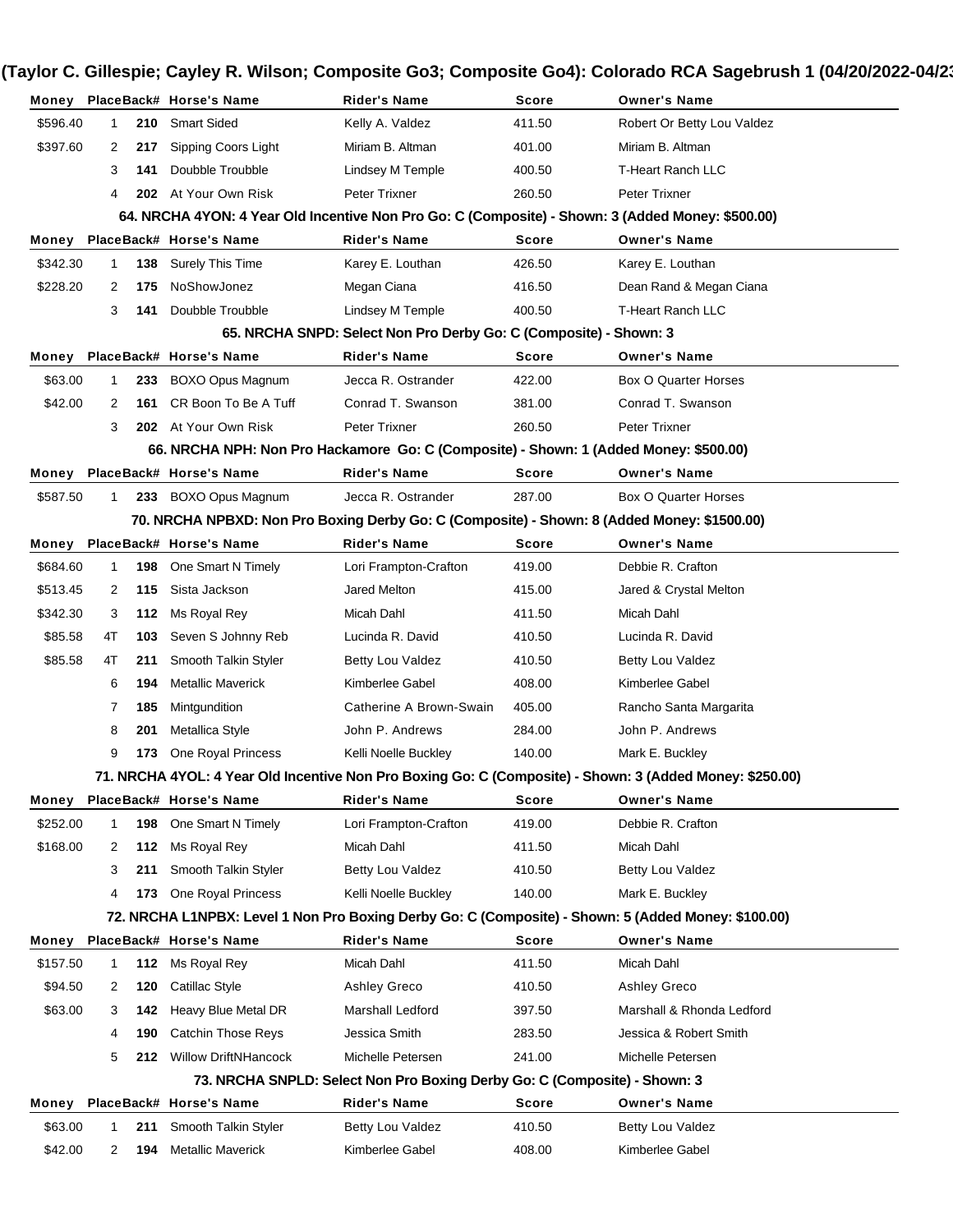## (Taylor C. Gillespie; Cayley R. Wilson; Composite Go3; Composite Go4): Colorado RCA Sagebrush 1 (04/20/2022-04/23

| Money | Place | Back# | Horse's Name | Rider's Name | Score | Owner's Name |
|---|---|---|---|---|---|---|
| $596.40 | 1 | **210** | Smart Sided | Kelly A. Valdez | 411.50 | Robert Or Betty Lou Valdez |
| $397.60 | 2 | **217** | Sipping Coors Light | Miriam B. Altman | 401.00 | Miriam B. Altman |
| | 3 | **141** | Doubble Troubble | Lindsey M Temple | 400.50 | T-Heart Ranch LLC |
| | 4 | **202** | At Your Own Risk | Peter Trixner | 260.50 | Peter Trixner |

### 64. NRCHA 4YON: 4 Year Old Incentive Non Pro Go: C (Composite) - Shown: 3 (Added Money: $500.00)

| Money | Place | Back# | Horse's Name | Rider's Name | Score | Owner's Name |
|---|---|---|---|---|---|---|
| $342.30 | 1 | **138** | Surely This Time | Karey E. Louthan | 426.50 | Karey E. Louthan |
| $228.20 | 2 | **175** | NoShowJonez | Megan Ciana | 416.50 | Dean Rand & Megan Ciana |
| | 3 | **141** | Doubble Troubble | Lindsey M Temple | 400.50 | T-Heart Ranch LLC |

### 65. NRCHA SNPD: Select Non Pro Derby Go: C (Composite) - Shown: 3

| Money | Place | Back# | Horse's Name | Rider's Name | Score | Owner's Name |
|---|---|---|---|---|---|---|
| $63.00 | 1 | **233** | BOXO Opus Magnum | Jecca R. Ostrander | 422.00 | Box O Quarter Horses |
| $42.00 | 2 | **161** | CR Boon To Be A Tuff | Conrad T. Swanson | 381.00 | Conrad T. Swanson |
| | 3 | **202** | At Your Own Risk | Peter Trixner | 260.50 | Peter Trixner |

### 66. NRCHA NPH: Non Pro Hackamore Go: C (Composite) - Shown: 1 (Added Money: $500.00)

| Money | Place | Back# | Horse's Name | Rider's Name | Score | Owner's Name |
|---|---|---|---|---|---|---|
| $587.50 | 1 | **233** | BOXO Opus Magnum | Jecca R. Ostrander | 287.00 | Box O Quarter Horses |

### 70. NRCHA NPBXD: Non Pro Boxing Derby Go: C (Composite) - Shown: 8 (Added Money: $1500.00)

| Money | Place | Back# | Horse's Name | Rider's Name | Score | Owner's Name |
|---|---|---|---|---|---|---|
| $684.60 | 1 | **198** | One Smart N Timely | Lori Frampton-Crafton | 419.00 | Debbie R. Crafton |
| $513.45 | 2 | **115** | Sista Jackson | Jared Melton | 415.00 | Jared & Crystal Melton |
| $342.30 | 3 | **112** | Ms Royal Rey | Micah Dahl | 411.50 | Micah Dahl |
| $85.58 | 4T | **103** | Seven S Johnny Reb | Lucinda R. David | 410.50 | Lucinda R. David |
| $85.58 | 4T | **211** | Smooth Talkin Styler | Betty Lou Valdez | 410.50 | Betty Lou Valdez |
| | 6 | **194** | Metallic Maverick | Kimberlee Gabel | 408.00 | Kimberlee Gabel |
| | 7 | **185** | Mintgundition | Catherine A Brown-Swain | 405.00 | Rancho Santa Margarita |
| | 8 | **201** | Metallica Style | John P. Andrews | 284.00 | John P. Andrews |
| | 9 | **173** | One Royal Princess | Kelli Noelle Buckley | 140.00 | Mark E. Buckley |

### 71. NRCHA 4YOL: 4 Year Old Incentive Non Pro Boxing Go: C (Composite) - Shown: 3 (Added Money: $250.00)

| Money | Place | Back# | Horse's Name | Rider's Name | Score | Owner's Name |
|---|---|---|---|---|---|---|
| $252.00 | 1 | **198** | One Smart N Timely | Lori Frampton-Crafton | 419.00 | Debbie R. Crafton |
| $168.00 | 2 | **112** | Ms Royal Rey | Micah Dahl | 411.50 | Micah Dahl |
| | 3 | **211** | Smooth Talkin Styler | Betty Lou Valdez | 410.50 | Betty Lou Valdez |
| | 4 | **173** | One Royal Princess | Kelli Noelle Buckley | 140.00 | Mark E. Buckley |

### 72. NRCHA L1NPBX: Level 1 Non Pro Boxing Derby Go: C (Composite) - Shown: 5 (Added Money: $100.00)

| Money | Place | Back# | Horse's Name | Rider's Name | Score | Owner's Name |
|---|---|---|---|---|---|---|
| $157.50 | 1 | **112** | Ms Royal Rey | Micah Dahl | 411.50 | Micah Dahl |
| $94.50 | 2 | **120** | Catillac Style | Ashley Greco | 410.50 | Ashley Greco |
| $63.00 | 3 | **142** | Heavy Blue Metal DR | Marshall Ledford | 397.50 | Marshall & Rhonda Ledford |
| | 4 | **190** | Catchin Those Reys | Jessica Smith | 283.50 | Jessica & Robert Smith |
| | 5 | **212** | Willow DriftNHancock | Michelle Petersen | 241.00 | Michelle Petersen |

### 73. NRCHA SNPLD: Select Non Pro Boxing Derby Go: C (Composite) - Shown: 3

| Money | Place | Back# | Horse's Name | Rider's Name | Score | Owner's Name |
|---|---|---|---|---|---|---|
| $63.00 | 1 | **211** | Smooth Talkin Styler | Betty Lou Valdez | 410.50 | Betty Lou Valdez |
| $42.00 | 2 | **194** | Metallic Maverick | Kimberlee Gabel | 408.00 | Kimberlee Gabel |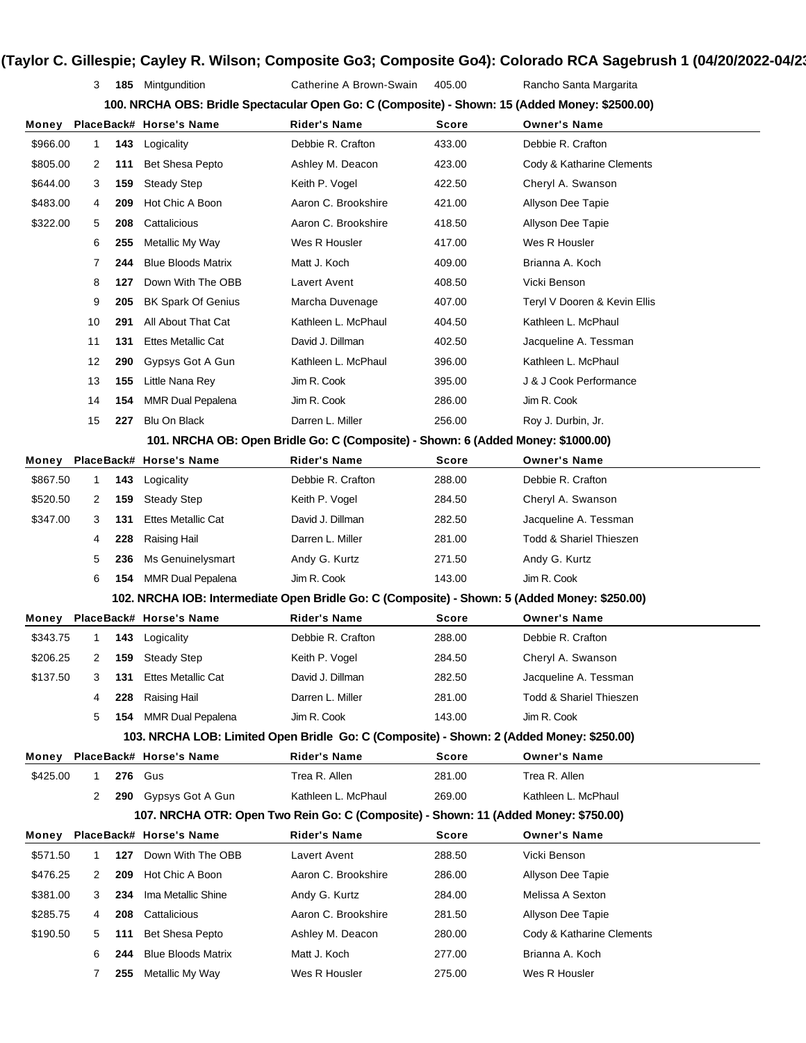| | | | | | | |
|---|---|---|---|---|---|---|
| | 3 | 185 | Mintgundition | Catherine A Brown-Swain | 405.00 | Rancho Santa Margarita |

### 100. NRCHA OBS: Bridle Spectacular Open Go: C (Composite) - Shown: 15 (Added Money: $2500.00)

| Money | Place | Back# | Horse's Name | Rider's Name | Score | Owner's Name |
|---|---|---|---|---|---|---|
| $966.00 | 1 | 143 | Logicality | Debbie R. Crafton | 433.00 | Debbie R. Crafton |
| $805.00 | 2 | 111 | Bet Shesa Pepto | Ashley M. Deacon | 423.00 | Cody & Katharine Clements |
| $644.00 | 3 | 159 | Steady Step | Keith P. Vogel | 422.50 | Cheryl A. Swanson |
| $483.00 | 4 | 209 | Hot Chic A Boon | Aaron C. Brookshire | 421.00 | Allyson Dee Tapie |
| $322.00 | 5 | 208 | Cattalicious | Aaron C. Brookshire | 418.50 | Allyson Dee Tapie |
| | 6 | 255 | Metallic My Way | Wes R Housler | 417.00 | Wes R Housler |
| | 7 | 244 | Blue Bloods Matrix | Matt J. Koch | 409.00 | Brianna A. Koch |
| | 8 | 127 | Down With The OBB | Lavert Avent | 408.50 | Vicki Benson |
| | 9 | 205 | BK Spark Of Genius | Marcha Duvenage | 407.00 | Teryl V Dooren & Kevin Ellis |
| | 10 | 291 | All About That Cat | Kathleen L. McPhaul | 404.50 | Kathleen L. McPhaul |
| | 11 | 131 | Ettes Metallic Cat | David J. Dillman | 402.50 | Jacqueline A. Tessman |
| | 12 | 290 | Gypsys Got A Gun | Kathleen L. McPhaul | 396.00 | Kathleen L. McPhaul |
| | 13 | 155 | Little Nana Rey | Jim R. Cook | 395.00 | J & J Cook Performance |
| | 14 | 154 | MMR Dual Pepalena | Jim R. Cook | 286.00 | Jim R. Cook |
| | 15 | 227 | Blu On Black | Darren L. Miller | 256.00 | Roy J. Durbin, Jr. |

### 101. NRCHA OB: Open Bridle Go: C (Composite) - Shown: 6 (Added Money: $1000.00)

| Money | Place | Back# | Horse's Name | Rider's Name | Score | Owner's Name |
|---|---|---|---|---|---|---|
| $867.50 | 1 | 143 | Logicality | Debbie R. Crafton | 288.00 | Debbie R. Crafton |
| $520.50 | 2 | 159 | Steady Step | Keith P. Vogel | 284.50 | Cheryl A. Swanson |
| $347.00 | 3 | 131 | Ettes Metallic Cat | David J. Dillman | 282.50 | Jacqueline A. Tessman |
| | 4 | 228 | Raising Hail | Darren L. Miller | 281.00 | Todd & Shariel Thieszen |
| | 5 | 236 | Ms Genuinelysmart | Andy G. Kurtz | 271.50 | Andy G. Kurtz |
| | 6 | 154 | MMR Dual Pepalena | Jim R. Cook | 143.00 | Jim R. Cook |

### 102. NRCHA IOB: Intermediate Open Bridle Go: C (Composite) - Shown: 5 (Added Money: $250.00)

| Money | Place | Back# | Horse's Name | Rider's Name | Score | Owner's Name |
|---|---|---|---|---|---|---|
| $343.75 | 1 | 143 | Logicality | Debbie R. Crafton | 288.00 | Debbie R. Crafton |
| $206.25 | 2 | 159 | Steady Step | Keith P. Vogel | 284.50 | Cheryl A. Swanson |
| $137.50 | 3 | 131 | Ettes Metallic Cat | David J. Dillman | 282.50 | Jacqueline A. Tessman |
| | 4 | 228 | Raising Hail | Darren L. Miller | 281.00 | Todd & Shariel Thieszen |
| | 5 | 154 | MMR Dual Pepalena | Jim R. Cook | 143.00 | Jim R. Cook |

### 103. NRCHA LOB: Limited Open Bridle Go: C (Composite) - Shown: 2 (Added Money: $250.00)

| Money | Place | Back# | Horse's Name | Rider's Name | Score | Owner's Name |
|---|---|---|---|---|---|---|
| $425.00 | 1 | 276 | Gus | Trea R. Allen | 281.00 | Trea R. Allen |
| | 2 | 290 | Gypsys Got A Gun | Kathleen L. McPhaul | 269.00 | Kathleen L. McPhaul |

### 107. NRCHA OTR: Open Two Rein Go: C (Composite) - Shown: 11 (Added Money: $750.00)

| Money | Place | Back# | Horse's Name | Rider's Name | Score | Owner's Name |
|---|---|---|---|---|---|---|
| $571.50 | 1 | 127 | Down With The OBB | Lavert Avent | 288.50 | Vicki Benson |
| $476.25 | 2 | 209 | Hot Chic A Boon | Aaron C. Brookshire | 286.00 | Allyson Dee Tapie |
| $381.00 | 3 | 234 | Ima Metallic Shine | Andy G. Kurtz | 284.00 | Melissa A Sexton |
| $285.75 | 4 | 208 | Cattalicious | Aaron C. Brookshire | 281.50 | Allyson Dee Tapie |
| $190.50 | 5 | 111 | Bet Shesa Pepto | Ashley M. Deacon | 280.00 | Cody & Katharine Clements |
| | 6 | 244 | Blue Bloods Matrix | Matt J. Koch | 277.00 | Brianna A. Koch |
| | 7 | 255 | Metallic My Way | Wes R Housler | 275.00 | Wes R Housler |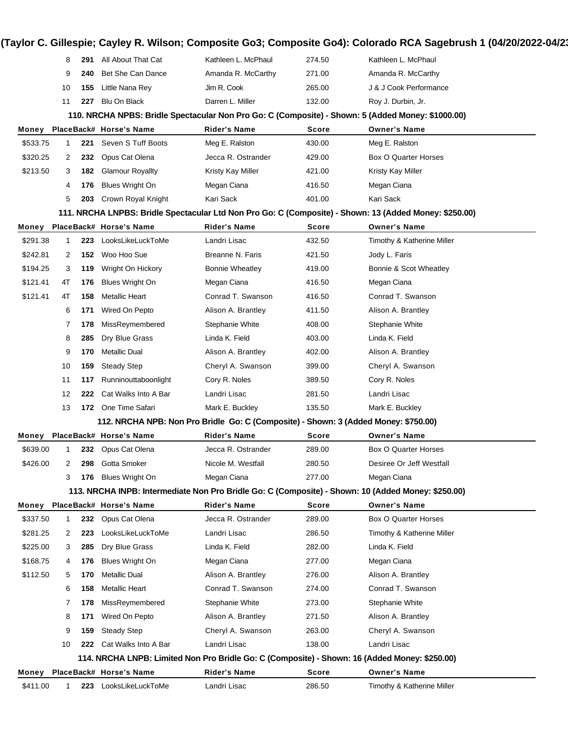| Money | Place | Back# | Horse's Name | Rider's Name | Score | Owner's Name |
|---|---|---|---|---|---|---|
| | 8 | **291** | All About That Cat | Kathleen L. McPhaul | 274.50 | Kathleen L. McPhaul |
| | 9 | **240** | Bet She Can Dance | Amanda R. McCarthy | 271.00 | Amanda R. McCarthy |
| | 10 | **155** | Little Nana Rey | Jim R. Cook | 265.00 | J & J Cook Performance |
| | 11 | **227** | Blu On Black | Darren L. Miller | 132.00 | Roy J. Durbin, Jr. |

### 110. NRCHA NPBS: Bridle Spectacular Non Pro Go: C (Composite) - Shown: 5 (Added Money: $1000.00)

| Money | Place | Back# | Horse's Name | Rider's Name | Score | Owner's Name |
|---|---|---|---|---|---|---|
| $533.75 | 1 | **221** | Seven S Tuff Boots | Meg E. Ralston | 430.00 | Meg E. Ralston |
| $320.25 | 2 | **232** | Opus Cat Olena | Jecca R. Ostrander | 429.00 | Box O Quarter Horses |
| $213.50 | 3 | **182** | Glamour Royallty | Kristy Kay Miller | 421.00 | Kristy Kay Miller |
| | 4 | **176** | Blues Wright On | Megan Ciana | 416.50 | Megan Ciana |
| | 5 | **203** | Crown Royal Knight | Kari Sack | 401.00 | Kari Sack |

### 111. NRCHA LNPBS: Bridle Spectacular Ltd Non Pro Go: C (Composite) - Shown: 13 (Added Money: $250.00)

| Money | Place | Back# | Horse's Name | Rider's Name | Score | Owner's Name |
|---|---|---|---|---|---|---|
| $291.38 | 1 | **223** | LooksLikeLuckToMe | Landri Lisac | 432.50 | Timothy & Katherine Miller |
| $242.81 | 2 | **152** | Woo Hoo Sue | Breanne N. Faris | 421.50 | Jody L. Faris |
| $194.25 | 3 | **119** | Wright On Hickory | Bonnie Wheatley | 419.00 | Bonnie & Scot Wheatley |
| $121.41 | 4T | **176** | Blues Wright On | Megan Ciana | 416.50 | Megan Ciana |
| $121.41 | 4T | **158** | Metallic Heart | Conrad T. Swanson | 416.50 | Conrad T. Swanson |
| | 6 | **171** | Wired On Pepto | Alison A. Brantley | 411.50 | Alison A. Brantley |
| | 7 | **178** | MissReymembered | Stephanie White | 408.00 | Stephanie White |
| | 8 | **285** | Dry Blue Grass | Linda K. Field | 403.00 | Linda K. Field |
| | 9 | **170** | Metallic Dual | Alison A. Brantley | 402.00 | Alison A. Brantley |
| | 10 | **159** | Steady Step | Cheryl A. Swanson | 399.00 | Cheryl A. Swanson |
| | 11 | **117** | Runninouttaboonlight | Cory R. Noles | 389.50 | Cory R. Noles |
| | 12 | **222** | Cat Walks Into A Bar | Landri Lisac | 281.50 | Landri Lisac |
| | 13 | **172** | One Time Safari | Mark E. Buckley | 135.50 | Mark E. Buckley |

### 112. NRCHA NPB: Non Pro Bridle Go: C (Composite) - Shown: 3 (Added Money: $750.00)

| Money | Place | Back# | Horse's Name | Rider's Name | Score | Owner's Name |
|---|---|---|---|---|---|---|
| $639.00 | 1 | **232** | Opus Cat Olena | Jecca R. Ostrander | 289.00 | Box O Quarter Horses |
| $426.00 | 2 | **298** | Gotta Smoker | Nicole M. Westfall | 280.50 | Desiree Or Jeff Westfall |
| | 3 | **176** | Blues Wright On | Megan Ciana | 277.00 | Megan Ciana |

### 113. NRCHA INPB: Intermediate Non Pro Bridle Go: C (Composite) - Shown: 10 (Added Money: $250.00)

| Money | Place | Back# | Horse's Name | Rider's Name | Score | Owner's Name |
|---|---|---|---|---|---|---|
| $337.50 | 1 | **232** | Opus Cat Olena | Jecca R. Ostrander | 289.00 | Box O Quarter Horses |
| $281.25 | 2 | **223** | LooksLikeLuckToMe | Landri Lisac | 286.50 | Timothy & Katherine Miller |
| $225.00 | 3 | **285** | Dry Blue Grass | Linda K. Field | 282.00 | Linda K. Field |
| $168.75 | 4 | **176** | Blues Wright On | Megan Ciana | 277.00 | Megan Ciana |
| $112.50 | 5 | **170** | Metallic Dual | Alison A. Brantley | 276.00 | Alison A. Brantley |
| | 6 | **158** | Metallic Heart | Conrad T. Swanson | 274.00 | Conrad T. Swanson |
| | 7 | **178** | MissReymembered | Stephanie White | 273.00 | Stephanie White |
| | 8 | **171** | Wired On Pepto | Alison A. Brantley | 271.50 | Alison A. Brantley |
| | 9 | **159** | Steady Step | Cheryl A. Swanson | 263.00 | Cheryl A. Swanson |
| | 10 | **222** | Cat Walks Into A Bar | Landri Lisac | 138.00 | Landri Lisac |

### 114. NRCHA LNPB: Limited Non Pro Bridle Go: C (Composite) - Shown: 16 (Added Money: $250.00)

| Money | Place | Back# | Horse's Name | Rider's Name | Score | Owner's Name |
|---|---|---|---|---|---|---|
| $411.00 | 1 | **223** | LooksLikeLuckToMe | Landri Lisac | 286.50 | Timothy & Katherine Miller |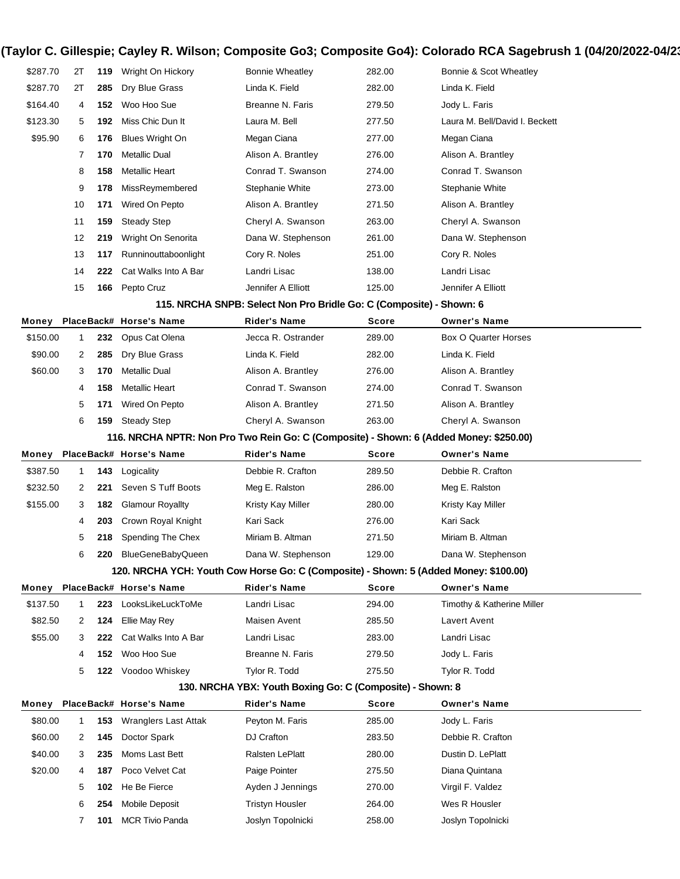| Money | Place | Back# | Horse's Name | Rider's Name | Score | Owner's Name |
|---|---|---|---|---|---|---|
| $287.70 | 2T | 119 | Wright On Hickory | Bonnie Wheatley | 282.00 | Bonnie & Scot Wheatley |
| $287.70 | 2T | 285 | Dry Blue Grass | Linda K. Field | 282.00 | Linda K. Field |
| $164.40 | 4 | 152 | Woo Hoo Sue | Breanne N. Faris | 279.50 | Jody L. Faris |
| $123.30 | 5 | 192 | Miss Chic Dun It | Laura M. Bell | 277.50 | Laura M. Bell/David I. Beckett |
| $95.90 | 6 | 176 | Blues Wright On | Megan Ciana | 277.00 | Megan Ciana |
| | 7 | 170 | Metallic Dual | Alison A. Brantley | 276.00 | Alison A. Brantley |
| | 8 | 158 | Metallic Heart | Conrad T. Swanson | 274.00 | Conrad T. Swanson |
| | 9 | 178 | MissReymembered | Stephanie White | 273.00 | Stephanie White |
| | 10 | 171 | Wired On Pepto | Alison A. Brantley | 271.50 | Alison A. Brantley |
| | 11 | 159 | Steady Step | Cheryl A. Swanson | 263.00 | Cheryl A. Swanson |
| | 12 | 219 | Wright On Senorita | Dana W. Stephenson | 261.00 | Dana W. Stephenson |
| | 13 | 117 | Runninouttaboonlight | Cory R. Noles | 251.00 | Cory R. Noles |
| | 14 | 222 | Cat Walks Into A Bar | Landri Lisac | 138.00 | Landri Lisac |
| | 15 | 166 | Pepto Cruz | Jennifer A Elliott | 125.00 | Jennifer A Elliott |

### 115. NRCHA SNPB: Select Non Pro Bridle Go: C (Composite) - Shown: 6

| Money | Place | Back# | Horse's Name | Rider's Name | Score | Owner's Name |
|---|---|---|---|---|---|---|
| $150.00 | 1 | 232 | Opus Cat Olena | Jecca R. Ostrander | 289.00 | Box O Quarter Horses |
| $90.00 | 2 | 285 | Dry Blue Grass | Linda K. Field | 282.00 | Linda K. Field |
| $60.00 | 3 | 170 | Metallic Dual | Alison A. Brantley | 276.00 | Alison A. Brantley |
| | 4 | 158 | Metallic Heart | Conrad T. Swanson | 274.00 | Conrad T. Swanson |
| | 5 | 171 | Wired On Pepto | Alison A. Brantley | 271.50 | Alison A. Brantley |
| | 6 | 159 | Steady Step | Cheryl A. Swanson | 263.00 | Cheryl A. Swanson |

### 116. NRCHA NPTR: Non Pro Two Rein Go: C (Composite) - Shown: 6 (Added Money: $250.00)

| Money | Place | Back# | Horse's Name | Rider's Name | Score | Owner's Name |
|---|---|---|---|---|---|---|
| $387.50 | 1 | 143 | Logicality | Debbie R. Crafton | 289.50 | Debbie R. Crafton |
| $232.50 | 2 | 221 | Seven S Tuff Boots | Meg E. Ralston | 286.00 | Meg E. Ralston |
| $155.00 | 3 | 182 | Glamour Royallty | Kristy Kay Miller | 280.00 | Kristy Kay Miller |
| | 4 | 203 | Crown Royal Knight | Kari Sack | 276.00 | Kari Sack |
| | 5 | 218 | Spending The Chex | Miriam B. Altman | 271.50 | Miriam B. Altman |
| | 6 | 220 | BlueGeneBabyQueen | Dana W. Stephenson | 129.00 | Dana W. Stephenson |

### 120. NRCHA YCH: Youth Cow Horse Go: C (Composite) - Shown: 5 (Added Money: $100.00)

| Money | Place | Back# | Horse's Name | Rider's Name | Score | Owner's Name |
|---|---|---|---|---|---|---|
| $137.50 | 1 | 223 | LooksLikeLuckToMe | Landri Lisac | 294.00 | Timothy & Katherine Miller |
| $82.50 | 2 | 124 | Ellie May Rey | Maisen Avent | 285.50 | Lavert Avent |
| $55.00 | 3 | 222 | Cat Walks Into A Bar | Landri Lisac | 283.00 | Landri Lisac |
| | 4 | 152 | Woo Hoo Sue | Breanne N. Faris | 279.50 | Jody L. Faris |
| | 5 | 122 | Voodoo Whiskey | Tylor R. Todd | 275.50 | Tylor R. Todd |

### 130. NRCHA YBX: Youth Boxing Go: C (Composite) - Shown: 8

| Money | Place | Back# | Horse's Name | Rider's Name | Score | Owner's Name |
|---|---|---|---|---|---|---|
| $80.00 | 1 | 153 | Wranglers Last Attak | Peyton M. Faris | 285.00 | Jody L. Faris |
| $60.00 | 2 | 145 | Doctor Spark | DJ Crafton | 283.50 | Debbie R. Crafton |
| $40.00 | 3 | 235 | Moms Last Bett | Ralsten LePlatt | 280.00 | Dustin D. LePlatt |
| $20.00 | 4 | 187 | Poco Velvet Cat | Paige Pointer | 275.50 | Diana Quintana |
| | 5 | 102 | He Be Fierce | Ayden J Jennings | 270.00 | Virgil F. Valdez |
| | 6 | 254 | Mobile Deposit | Tristyn Housler | 264.00 | Wes R Housler |
| | 7 | 101 | MCR Tivio Panda | Joslyn Topolnicki | 258.00 | Joslyn Topolnicki |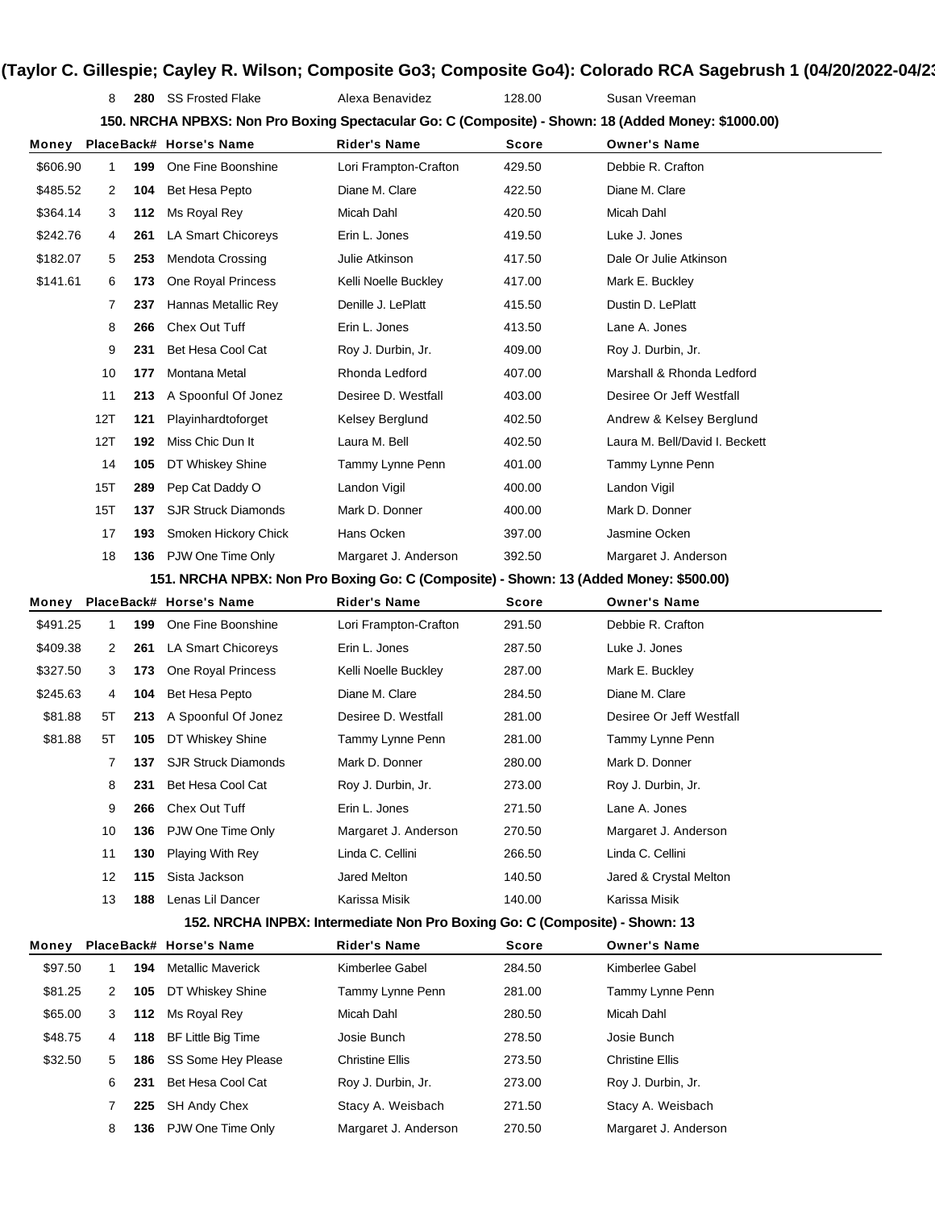# (Taylor C. Gillespie; Cayley R. Wilson; Composite Go3; Composite Go4): Colorado RCA Sagebrush 1 (04/20/2022-04/23

| Money | Place | Back# | Horse's Name | Rider's Name | Score | Owner's Name |
|---|---|---|---|---|---|---|
| | 8 | **280** | SS Frosted Flake | Alexa Benavidez | 128.00 | Susan Vreeman |

### 150. NRCHA NPBXS: Non Pro Boxing Spectacular Go: C (Composite) - Shown: 18 (Added Money: $1000.00)

| Money | Place | Back# | Horse's Name | Rider's Name | Score | Owner's Name |
|---|---|---|---|---|---|---|
| $606.90 | 1 | **199** | One Fine Boonshine | Lori Frampton-Crafton | 429.50 | Debbie R. Crafton |
| $485.52 | 2 | **104** | Bet Hesa Pepto | Diane M. Clare | 422.50 | Diane M. Clare |
| $364.14 | 3 | **112** | Ms Royal Rey | Micah Dahl | 420.50 | Micah Dahl |
| $242.76 | 4 | **261** | LA Smart Chicoreys | Erin L. Jones | 419.50 | Luke J. Jones |
| $182.07 | 5 | **253** | Mendota Crossing | Julie Atkinson | 417.50 | Dale Or Julie Atkinson |
| $141.61 | 6 | **173** | One Royal Princess | Kelli Noelle Buckley | 417.00 | Mark E. Buckley |
| | 7 | **237** | Hannas Metallic Rey | Denille J. LePlatt | 415.50 | Dustin D. LePlatt |
| | 8 | **266** | Chex Out Tuff | Erin L. Jones | 413.50 | Lane A. Jones |
| | 9 | **231** | Bet Hesa Cool Cat | Roy J. Durbin, Jr. | 409.00 | Roy J. Durbin, Jr. |
| | 10 | **177** | Montana Metal | Rhonda Ledford | 407.00 | Marshall & Rhonda Ledford |
| | 11 | **213** | A Spoonful Of Jonez | Desiree D. Westfall | 403.00 | Desiree Or Jeff Westfall |
| | 12T | **121** | Playinhardtoforget | Kelsey Berglund | 402.50 | Andrew & Kelsey Berglund |
| | 12T | **192** | Miss Chic Dun It | Laura M. Bell | 402.50 | Laura M. Bell/David I. Beckett |
| | 14 | **105** | DT Whiskey Shine | Tammy Lynne Penn | 401.00 | Tammy Lynne Penn |
| | 15T | **289** | Pep Cat Daddy O | Landon Vigil | 400.00 | Landon Vigil |
| | 15T | **137** | SJR Struck Diamonds | Mark D. Donner | 400.00 | Mark D. Donner |
| | 17 | **193** | Smoken Hickory Chick | Hans Ocken | 397.00 | Jasmine Ocken |
| | 18 | **136** | PJW One Time Only | Margaret J. Anderson | 392.50 | Margaret J. Anderson |

### 151. NRCHA NPBX: Non Pro Boxing Go: C (Composite) - Shown: 13 (Added Money: $500.00)

| Money | Place | Back# | Horse's Name | Rider's Name | Score | Owner's Name |
|---|---|---|---|---|---|---|
| $491.25 | 1 | **199** | One Fine Boonshine | Lori Frampton-Crafton | 291.50 | Debbie R. Crafton |
| $409.38 | 2 | **261** | LA Smart Chicoreys | Erin L. Jones | 287.50 | Luke J. Jones |
| $327.50 | 3 | **173** | One Royal Princess | Kelli Noelle Buckley | 287.00 | Mark E. Buckley |
| $245.63 | 4 | **104** | Bet Hesa Pepto | Diane M. Clare | 284.50 | Diane M. Clare |
| $81.88 | 5T | **213** | A Spoonful Of Jonez | Desiree D. Westfall | 281.00 | Desiree Or Jeff Westfall |
| $81.88 | 5T | **105** | DT Whiskey Shine | Tammy Lynne Penn | 281.00 | Tammy Lynne Penn |
| | 7 | **137** | SJR Struck Diamonds | Mark D. Donner | 280.00 | Mark D. Donner |
| | 8 | **231** | Bet Hesa Cool Cat | Roy J. Durbin, Jr. | 273.00 | Roy J. Durbin, Jr. |
| | 9 | **266** | Chex Out Tuff | Erin L. Jones | 271.50 | Lane A. Jones |
| | 10 | **136** | PJW One Time Only | Margaret J. Anderson | 270.50 | Margaret J. Anderson |
| | 11 | **130** | Playing With Rey | Linda C. Cellini | 266.50 | Linda C. Cellini |
| | 12 | **115** | Sista Jackson | Jared Melton | 140.50 | Jared & Crystal Melton |
| | 13 | **188** | Lenas Lil Dancer | Karissa Misik | 140.00 | Karissa Misik |

### 152. NRCHA INPBX: Intermediate Non Pro Boxing Go: C (Composite) - Shown: 13

| Money | Place | Back# | Horse's Name | Rider's Name | Score | Owner's Name |
|---|---|---|---|---|---|---|
| $97.50 | 1 | **194** | Metallic Maverick | Kimberlee Gabel | 284.50 | Kimberlee Gabel |
| $81.25 | 2 | **105** | DT Whiskey Shine | Tammy Lynne Penn | 281.00 | Tammy Lynne Penn |
| $65.00 | 3 | **112** | Ms Royal Rey | Micah Dahl | 280.50 | Micah Dahl |
| $48.75 | 4 | **118** | BF Little Big Time | Josie Bunch | 278.50 | Josie Bunch |
| $32.50 | 5 | **186** | SS Some Hey Please | Christine Ellis | 273.50 | Christine Ellis |
| | 6 | **231** | Bet Hesa Cool Cat | Roy J. Durbin, Jr. | 273.00 | Roy J. Durbin, Jr. |
| | 7 | **225** | SH Andy Chex | Stacy A. Weisbach | 271.50 | Stacy A. Weisbach |
| | 8 | **136** | PJW One Time Only | Margaret J. Anderson | 270.50 | Margaret J. Anderson |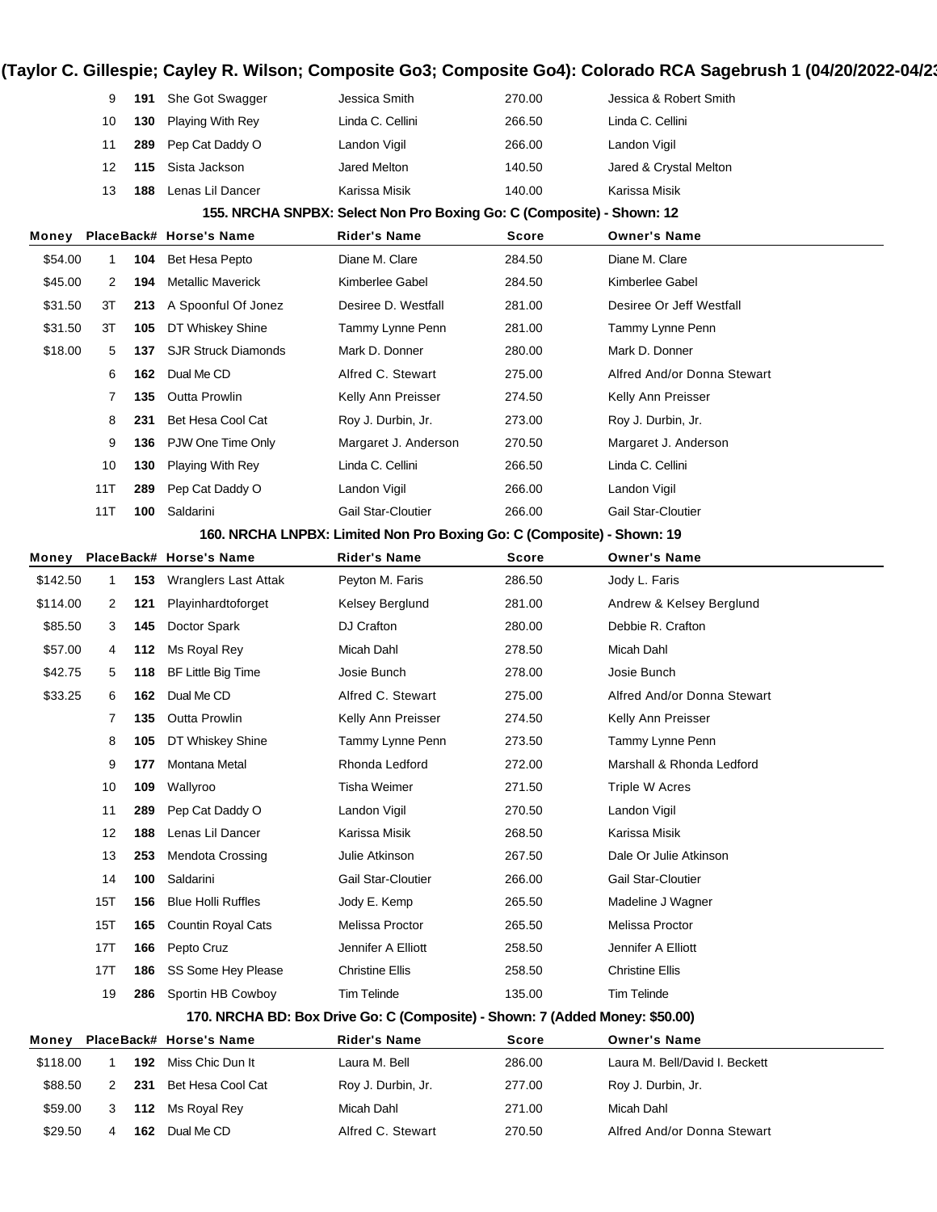| Money | Place | Back# | Horse's Name | Rider's Name | Score | Owner's Name |
|---|---|---|---|---|---|---|
| | 9 | **191** | She Got Swagger | Jessica Smith | 270.00 | Jessica & Robert Smith |
| | 10 | **130** | Playing With Rey | Linda C. Cellini | 266.50 | Linda C. Cellini |
| | 11 | **289** | Pep Cat Daddy O | Landon Vigil | 266.00 | Landon Vigil |
| | 12 | **115** | Sista Jackson | Jared Melton | 140.50 | Jared & Crystal Melton |
| | 13 | **188** | Lenas Lil Dancer | Karissa Misik | 140.00 | Karissa Misik |

### 155. NRCHA SNPBX: Select Non Pro Boxing Go: C (Composite) - Shown: 12

| Money | Place | Back# | Horse's Name | Rider's Name | Score | Owner's Name |
|---|---|---|---|---|---|---|
| $54.00 | 1 | **104** | Bet Hesa Pepto | Diane M. Clare | 284.50 | Diane M. Clare |
| $45.00 | 2 | **194** | Metallic Maverick | Kimberlee Gabel | 284.50 | Kimberlee Gabel |
| $31.50 | 3T | **213** | A Spoonful Of Jonez | Desiree D. Westfall | 281.00 | Desiree Or Jeff Westfall |
| $31.50 | 3T | **105** | DT Whiskey Shine | Tammy Lynne Penn | 281.00 | Tammy Lynne Penn |
| $18.00 | 5 | **137** | SJR Struck Diamonds | Mark D. Donner | 280.00 | Mark D. Donner |
| | 6 | **162** | Dual Me CD | Alfred C. Stewart | 275.00 | Alfred And/or Donna Stewart |
| | 7 | **135** | Outta Prowlin | Kelly Ann Preisser | 274.50 | Kelly Ann Preisser |
| | 8 | **231** | Bet Hesa Cool Cat | Roy J. Durbin, Jr. | 273.00 | Roy J. Durbin, Jr. |
| | 9 | **136** | PJW One Time Only | Margaret J. Anderson | 270.50 | Margaret J. Anderson |
| | 10 | **130** | Playing With Rey | Linda C. Cellini | 266.50 | Linda C. Cellini |
| | 11T | **289** | Pep Cat Daddy O | Landon Vigil | 266.00 | Landon Vigil |
| | 11T | **100** | Saldarini | Gail Star-Cloutier | 266.00 | Gail Star-Cloutier |

### 160. NRCHA LNPBX: Limited Non Pro Boxing Go: C (Composite) - Shown: 19

| Money | Place | Back# | Horse's Name | Rider's Name | Score | Owner's Name |
|---|---|---|---|---|---|---|
| $142.50 | 1 | **153** | Wranglers Last Attak | Peyton M. Faris | 286.50 | Jody L. Faris |
| $114.00 | 2 | **121** | Playinhardtoforget | Kelsey Berglund | 281.00 | Andrew & Kelsey Berglund |
| $85.50 | 3 | **145** | Doctor Spark | DJ Crafton | 280.00 | Debbie R. Crafton |
| $57.00 | 4 | **112** | Ms Royal Rey | Micah Dahl | 278.50 | Micah Dahl |
| $42.75 | 5 | **118** | BF Little Big Time | Josie Bunch | 278.00 | Josie Bunch |
| $33.25 | 6 | **162** | Dual Me CD | Alfred C. Stewart | 275.00 | Alfred And/or Donna Stewart |
| | 7 | **135** | Outta Prowlin | Kelly Ann Preisser | 274.50 | Kelly Ann Preisser |
| | 8 | **105** | DT Whiskey Shine | Tammy Lynne Penn | 273.50 | Tammy Lynne Penn |
| | 9 | **177** | Montana Metal | Rhonda Ledford | 272.00 | Marshall & Rhonda Ledford |
| | 10 | **109** | Wallyroo | Tisha Weimer | 271.50 | Triple W Acres |
| | 11 | **289** | Pep Cat Daddy O | Landon Vigil | 270.50 | Landon Vigil |
| | 12 | **188** | Lenas Lil Dancer | Karissa Misik | 268.50 | Karissa Misik |
| | 13 | **253** | Mendota Crossing | Julie Atkinson | 267.50 | Dale Or Julie Atkinson |
| | 14 | **100** | Saldarini | Gail Star-Cloutier | 266.00 | Gail Star-Cloutier |
| | 15T | **156** | Blue Holli Ruffles | Jody E. Kemp | 265.50 | Madeline J Wagner |
| | 15T | **165** | Countin Royal Cats | Melissa Proctor | 265.50 | Melissa Proctor |
| | 17T | **166** | Pepto Cruz | Jennifer A Elliott | 258.50 | Jennifer A Elliott |
| | 17T | **186** | SS Some Hey Please | Christine Ellis | 258.50 | Christine Ellis |
| | 19 | **286** | Sportin HB Cowboy | Tim Telinde | 135.00 | Tim Telinde |

### 170. NRCHA BD: Box Drive Go: C (Composite) - Shown: 7 (Added Money: $50.00)

| Money | Place | Back# | Horse's Name | Rider's Name | Score | Owner's Name |
|---|---|---|---|---|---|---|
| $118.00 | 1 | **192** | Miss Chic Dun It | Laura M. Bell | 286.00 | Laura M. Bell/David I. Beckett |
| $88.50 | 2 | **231** | Bet Hesa Cool Cat | Roy J. Durbin, Jr. | 277.00 | Roy J. Durbin, Jr. |
| $59.00 | 3 | **112** | Ms Royal Rey | Micah Dahl | 271.00 | Micah Dahl |
| $29.50 | 4 | **162** | Dual Me CD | Alfred C. Stewart | 270.50 | Alfred And/or Donna Stewart |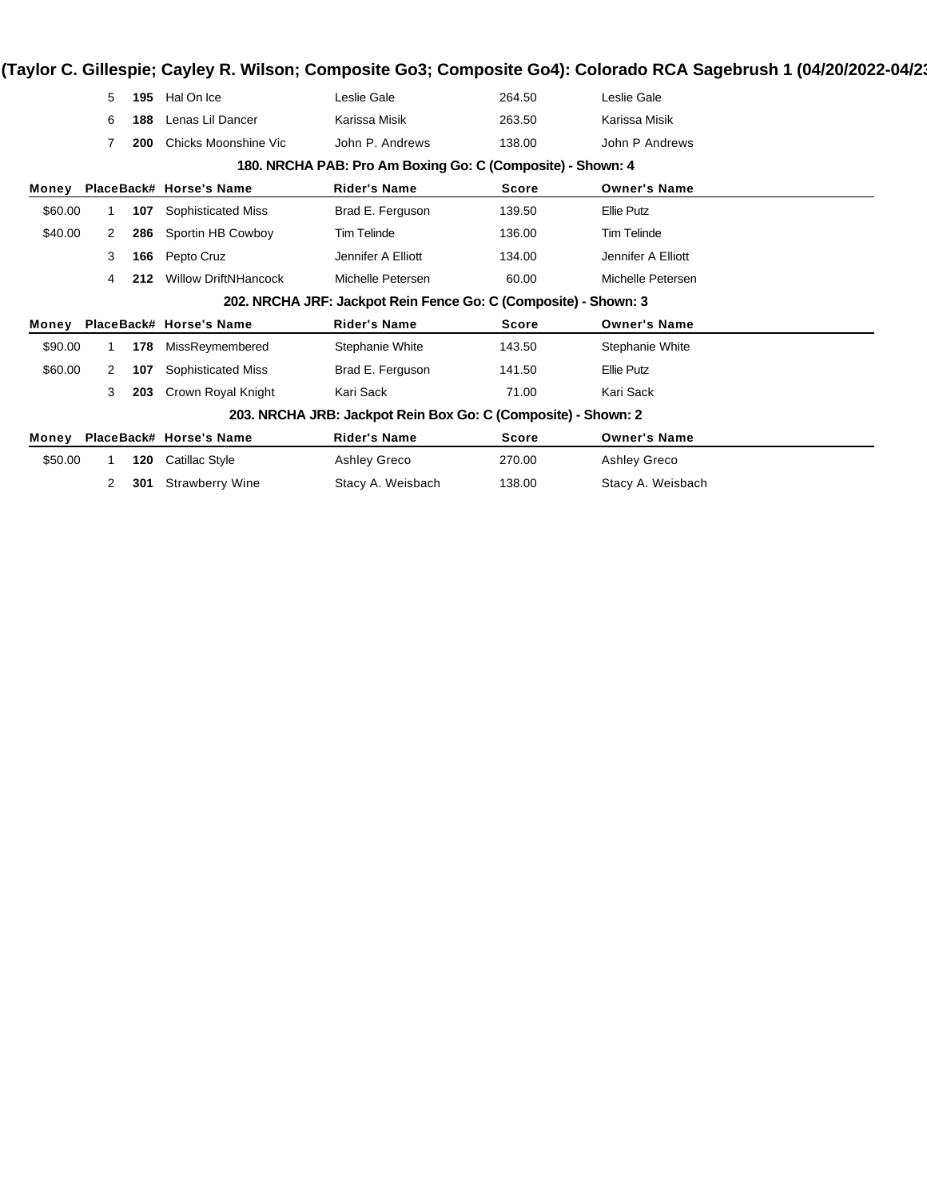| Money | Place | Back# | Horse's Name | Rider's Name | Score | Owner's Name |
|---|---|---|---|---|---|---|
| | 5 | **195** | Hal On Ice | Leslie Gale | 264.50 | Leslie Gale |
| | 6 | **188** | Lenas Lil Dancer | Karissa Misik | 263.50 | Karissa Misik |
| | 7 | **200** | Chicks Moonshine Vic | John P. Andrews | 138.00 | John P Andrews |

### 180. NRCHA PAB: Pro Am Boxing Go: C (Composite) - Shown: 4

| Money | Place | Back# | Horse's Name | Rider's Name | Score | Owner's Name |
|---|---|---|---|---|---|---|
| $60.00 | 1 | **107** | Sophisticated Miss | Brad E. Ferguson | 139.50 | Ellie Putz |
| $40.00 | 2 | **286** | Sportin HB Cowboy | Tim Telinde | 136.00 | Tim Telinde |
| | 3 | **166** | Pepto Cruz | Jennifer A Elliott | 134.00 | Jennifer A Elliott |
| | 4 | **212** | Willow DriftNHancock | Michelle Petersen | 60.00 | Michelle Petersen |

### 202. NRCHA JRF: Jackpot Rein Fence Go: C (Composite) - Shown: 3

| Money | Place | Back# | Horse's Name | Rider's Name | Score | Owner's Name |
|---|---|---|---|---|---|---|
| $90.00 | 1 | **178** | MissReymembered | Stephanie White | 143.50 | Stephanie White |
| $60.00 | 2 | **107** | Sophisticated Miss | Brad E. Ferguson | 141.50 | Ellie Putz |
| | 3 | **203** | Crown Royal Knight | Kari Sack | 71.00 | Kari Sack |

### 203. NRCHA JRB: Jackpot Rein Box Go: C (Composite) - Shown: 2

| Money | Place | Back# | Horse's Name | Rider's Name | Score | Owner's Name |
|---|---|---|---|---|---|---|
| $50.00 | 1 | **120** | Catillac Style | Ashley Greco | 270.00 | Ashley Greco |
| | 2 | **301** | Strawberry Wine | Stacy A. Weisbach | 138.00 | Stacy A. Weisbach |